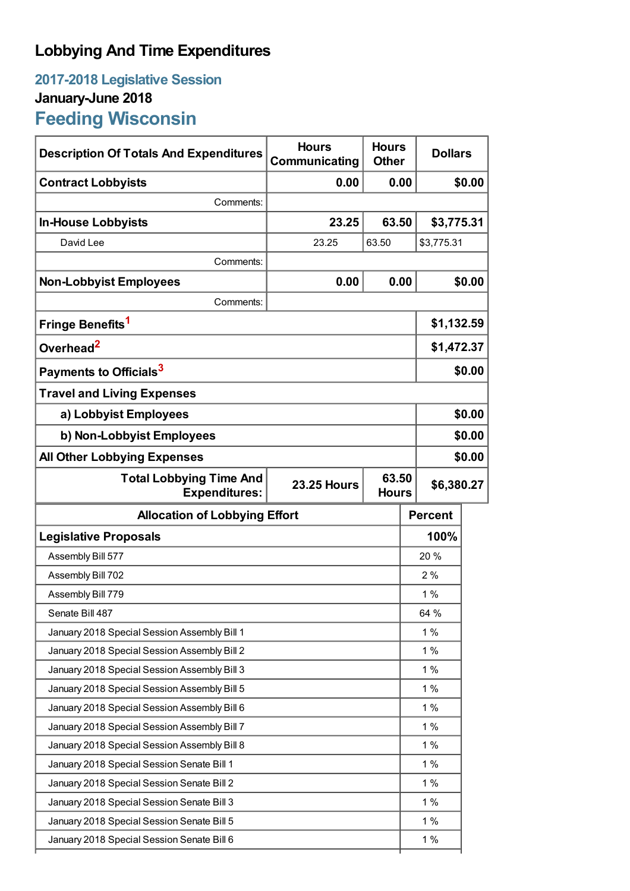# Lobbying And Time Expenditures

## 2017-2018 Legislative Session

### January-June 2018

## Feeding Wisconsin

| Description Of Totals And Expenditures | Hours Communicating | Hours Other | Dollars |
|---|---|---|---|
| **Contract Lobbyists** | **0.00** | **0.00** | **$0.00** |
| Comments: | | | |
| **In-House Lobbyists** | **23.25** | **63.50** | **$3,775.31** |
| David Lee | 23.25 | 63.50 | $3,775.31 |
| Comments: | | | |
| **Non-Lobbyist Employees** | **0.00** | **0.00** | **$0.00** |
| Comments: | | | |
| **Fringe Benefits**[1] | | | **$1,132.59** |
| **Overhead**[2] | | | **$1,472.37** |
| **Payments to Officials**[3] | | | **$0.00** |
| **Travel and Living Expenses** | | | |
| **a) Lobbyist Employees** | | | **$0.00** |
| **b) Non-Lobbyist Employees** | | | **$0.00** |
| **All Other Lobbying Expenses** | | | **$0.00** |
| **Total Lobbying Time And Expenditures:** | **23.25 Hours** | **63.50 Hours** | **$6,380.27** |

| Allocation of Lobbying Effort | Percent |
|---|---|
| **Legislative Proposals** | **100%** |
| Assembly Bill 577 | 20 % |
| Assembly Bill 702 | 2 % |
| Assembly Bill 779 | 1 % |
| Senate Bill 487 | 64 % |
| January 2018 Special Session Assembly Bill 1 | 1 % |
| January 2018 Special Session Assembly Bill 2 | 1 % |
| January 2018 Special Session Assembly Bill 3 | 1 % |
| January 2018 Special Session Assembly Bill 5 | 1 % |
| January 2018 Special Session Assembly Bill 6 | 1 % |
| January 2018 Special Session Assembly Bill 7 | 1 % |
| January 2018 Special Session Assembly Bill 8 | 1 % |
| January 2018 Special Session Senate Bill 1 | 1 % |
| January 2018 Special Session Senate Bill 2 | 1 % |
| January 2018 Special Session Senate Bill 3 | 1 % |
| January 2018 Special Session Senate Bill 5 | 1 % |
| January 2018 Special Session Senate Bill 6 | 1 % |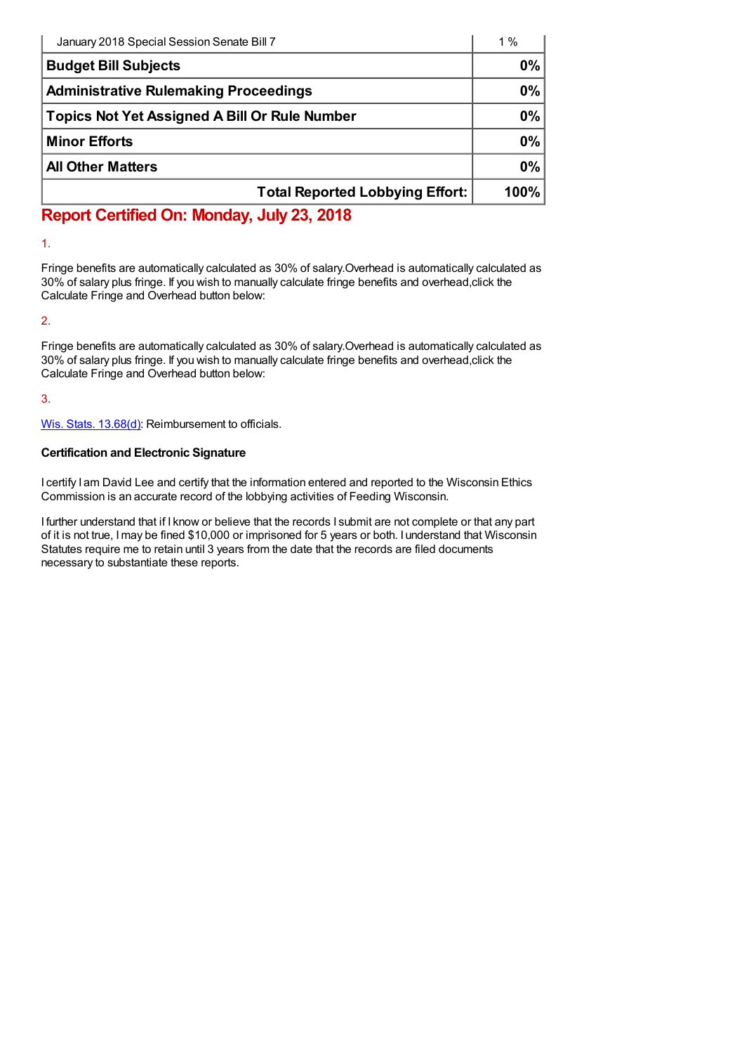| | |
|---|---|
| January 2018 Special Session Senate Bill 7 | 1 % |
| **Budget Bill Subjects** | **0%** |
| **Administrative Rulemaking Proceedings** | **0%** |
| **Topics Not Yet Assigned A Bill Or Rule Number** | **0%** |
| **Minor Efforts** | **0%** |
| **All Other Matters** | **0%** |
| **Total Reported Lobbying Effort:** | **100%** |

## Report Certified On: Monday, July 23, 2018

1.

Fringe benefits are automatically calculated as 30% of salary.Overhead is automatically calculated as 30% of salary plus fringe. If you wish to manually calculate fringe benefits and overhead,click the Calculate Fringe and Overhead button below:

2.

Fringe benefits are automatically calculated as 30% of salary.Overhead is automatically calculated as 30% of salary plus fringe. If you wish to manually calculate fringe benefits and overhead,click the Calculate Fringe and Overhead button below:

3.

Wis. Stats. 13.68(d): Reimbursement to officials.

**Certification and Electronic Signature**

I certify I am David Lee and certify that the information entered and reported to the Wisconsin Ethics Commission is an accurate record of the lobbying activities of Feeding Wisconsin.

I further understand that if I know or believe that the records I submit are not complete or that any part of it is not true, I may be fined $10,000 or imprisoned for 5 years or both. I understand that Wisconsin Statutes require me to retain until 3 years from the date that the records are filed documents necessary to substantiate these reports.